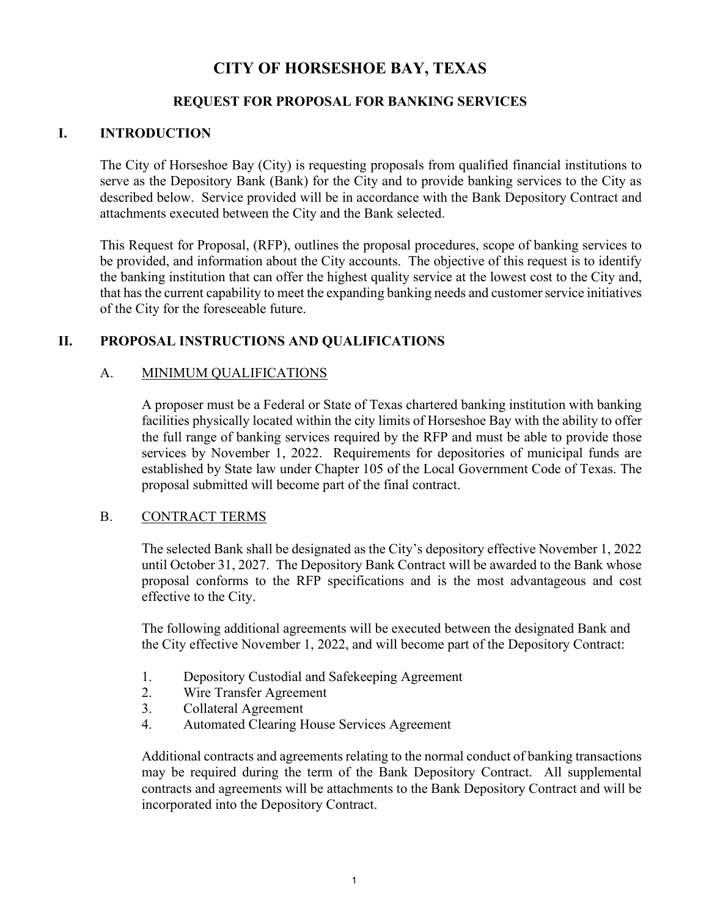# CITY OF HORSESHOE BAY, TEXAS

## REQUEST FOR PROPOSAL FOR BANKING SERVICES

## I. INTRODUCTION

The City of Horseshoe Bay (City) is requesting proposals from qualified financial institutions to serve as the Depository Bank (Bank) for the City and to provide banking services to the City as described below. Service provided will be in accordance with the Bank Depository Contract and attachments executed between the City and the Bank selected.

This Request for Proposal, (RFP), outlines the proposal procedures, scope of banking services to be provided, and information about the City accounts. The objective of this request is to identify the banking institution that can offer the highest quality service at the lowest cost to the City and, that has the current capability to meet the expanding banking needs and customer service initiatives of the City for the foreseeable future.

## II. PROPOSAL INSTRUCTIONS AND QUALIFICATIONS

### A. MINIMUM QUALIFICATIONS

A proposer must be a Federal or State of Texas chartered banking institution with banking facilities physically located within the city limits of Horseshoe Bay with the ability to offer the full range of banking services required by the RFP and must be able to provide those services by November 1, 2022. Requirements for depositories of municipal funds are established by State law under Chapter 105 of the Local Government Code of Texas. The proposal submitted will become part of the final contract.

### B. CONTRACT TERMS

The selected Bank shall be designated as the City's depository effective November 1, 2022 until October 31, 2027. The Depository Bank Contract will be awarded to the Bank whose proposal conforms to the RFP specifications and is the most advantageous and cost effective to the City.

The following additional agreements will be executed between the designated Bank and the City effective November 1, 2022, and will become part of the Depository Contract:

1. Depository Custodial and Safekeeping Agreement
2. Wire Transfer Agreement
3. Collateral Agreement
4. Automated Clearing House Services Agreement

Additional contracts and agreements relating to the normal conduct of banking transactions may be required during the term of the Bank Depository Contract. All supplemental contracts and agreements will be attachments to the Bank Depository Contract and will be incorporated into the Depository Contract.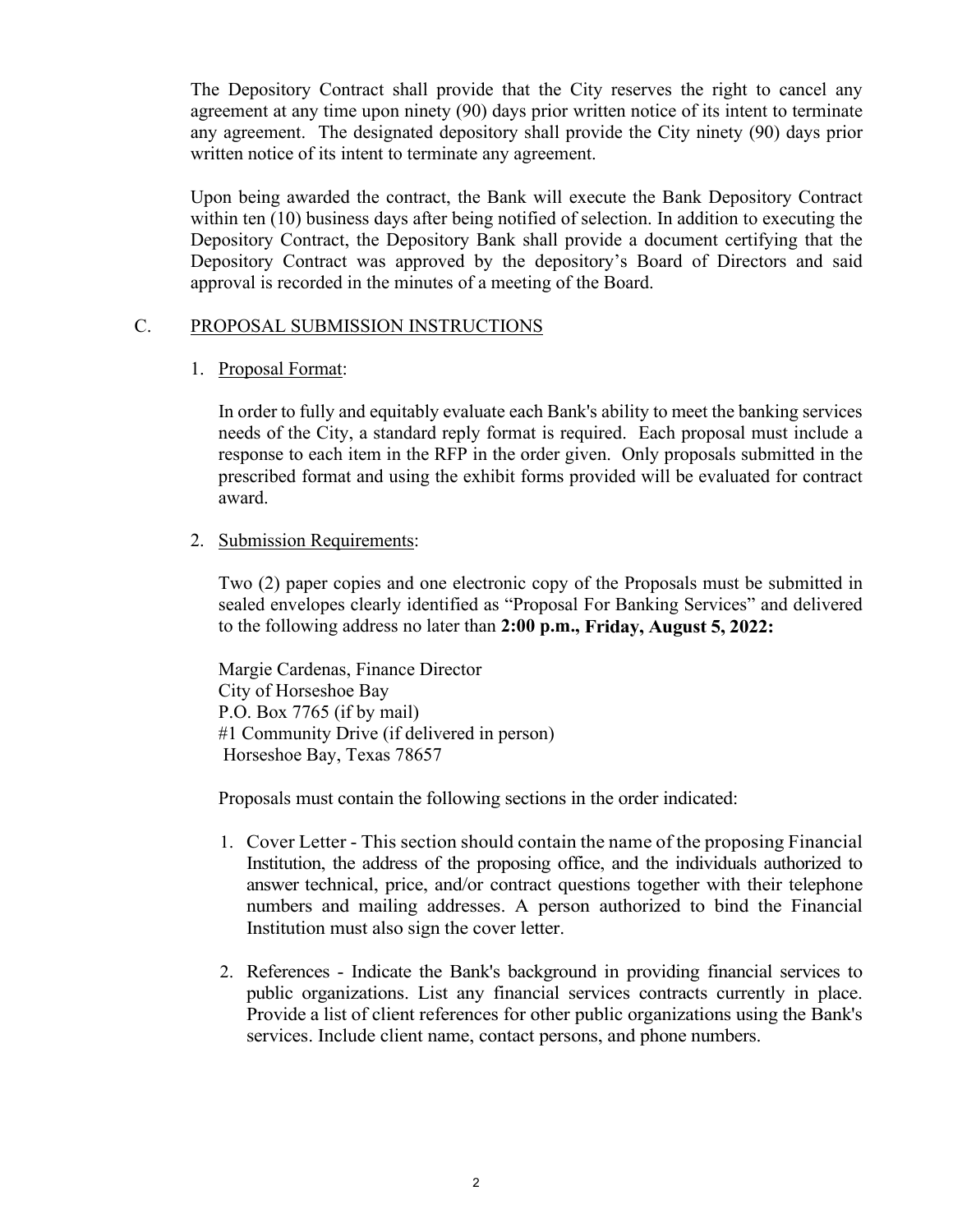The Depository Contract shall provide that the City reserves the right to cancel any agreement at any time upon ninety (90) days prior written notice of its intent to terminate any agreement. The designated depository shall provide the City ninety (90) days prior written notice of its intent to terminate any agreement.

Upon being awarded the contract, the Bank will execute the Bank Depository Contract within ten (10) business days after being notified of selection. In addition to executing the Depository Contract, the Depository Bank shall provide a document certifying that the Depository Contract was approved by the depository's Board of Directors and said approval is recorded in the minutes of a meeting of the Board.

## C. PROPOSAL SUBMISSION INSTRUCTIONS

1. Proposal Format:

   In order to fully and equitably evaluate each Bank's ability to meet the banking services needs of the City, a standard reply format is required. Each proposal must include a response to each item in the RFP in the order given. Only proposals submitted in the prescribed format and using the exhibit forms provided will be evaluated for contract award.

2. Submission Requirements:

   Two (2) paper copies and one electronic copy of the Proposals must be submitted in sealed envelopes clearly identified as "Proposal For Banking Services" and delivered to the following address no later than **2:00 p.m., Friday, August 5, 2022:**

   Margie Cardenas, Finance Director
   City of Horseshoe Bay
   P.O. Box 7765 (if by mail)
   #1 Community Drive (if delivered in person)
   Horseshoe Bay, Texas 78657

   Proposals must contain the following sections in the order indicated:

   1. Cover Letter - This section should contain the name of the proposing Financial Institution, the address of the proposing office, and the individuals authorized to answer technical, price, and/or contract questions together with their telephone numbers and mailing addresses. A person authorized to bind the Financial Institution must also sign the cover letter.

   2. References - Indicate the Bank's background in providing financial services to public organizations. List any financial services contracts currently in place. Provide a list of client references for other public organizations using the Bank's services. Include client name, contact persons, and phone numbers.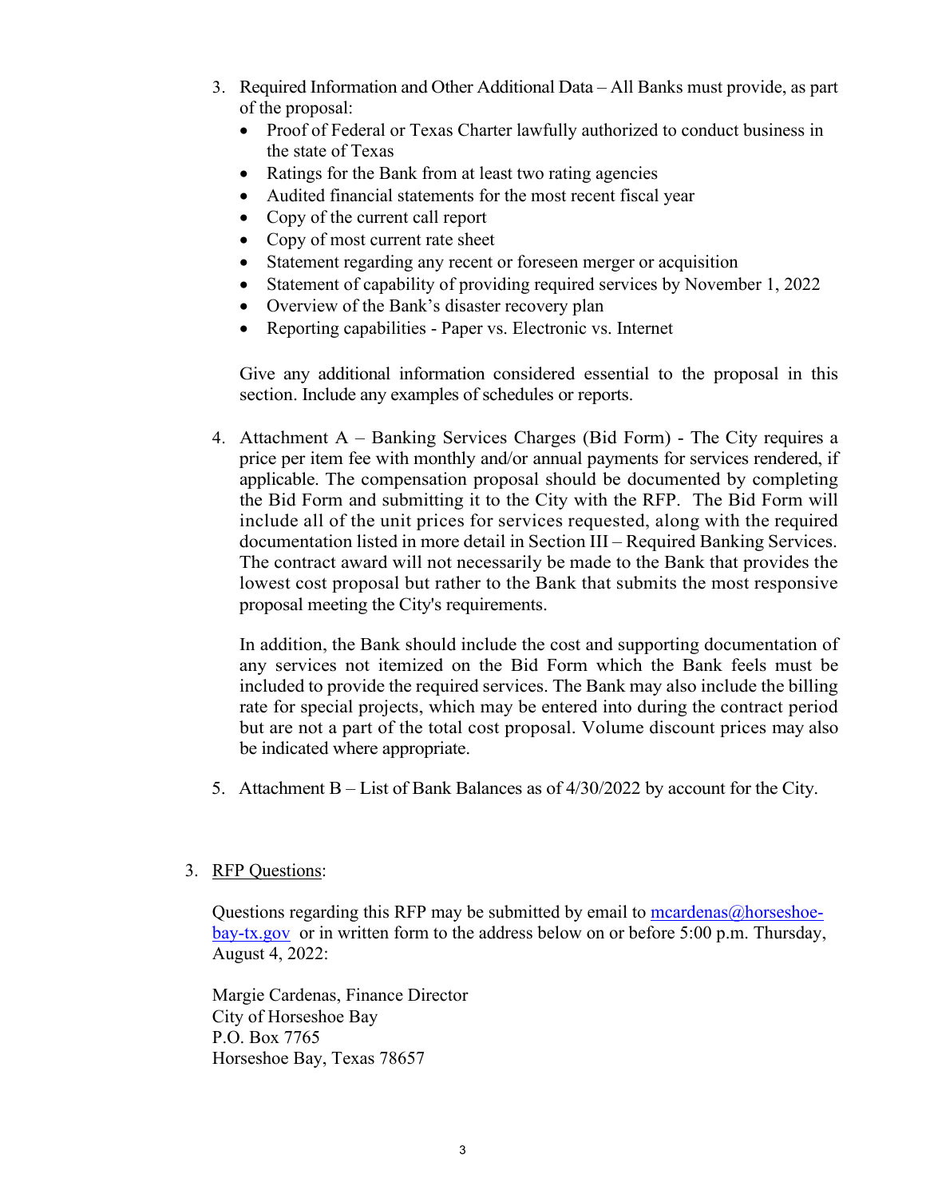3. Required Information and Other Additional Data – All Banks must provide, as part of the proposal:
   - Proof of Federal or Texas Charter lawfully authorized to conduct business in the state of Texas
   - Ratings for the Bank from at least two rating agencies
   - Audited financial statements for the most recent fiscal year
   - Copy of the current call report
   - Copy of most current rate sheet
   - Statement regarding any recent or foreseen merger or acquisition
   - Statement of capability of providing required services by November 1, 2022
   - Overview of the Bank's disaster recovery plan
   - Reporting capabilities - Paper vs. Electronic vs. Internet

   Give any additional information considered essential to the proposal in this section. Include any examples of schedules or reports.

4. Attachment A – Banking Services Charges (Bid Form) - The City requires a price per item fee with monthly and/or annual payments for services rendered, if applicable. The compensation proposal should be documented by completing the Bid Form and submitting it to the City with the RFP. The Bid Form will include all of the unit prices for services requested, along with the required documentation listed in more detail in Section III – Required Banking Services. The contract award will not necessarily be made to the Bank that provides the lowest cost proposal but rather to the Bank that submits the most responsive proposal meeting the City's requirements.

   In addition, the Bank should include the cost and supporting documentation of any services not itemized on the Bid Form which the Bank feels must be included to provide the required services. The Bank may also include the billing rate for special projects, which may be entered into during the contract period but are not a part of the total cost proposal. Volume discount prices may also be indicated where appropriate.

5. Attachment B – List of Bank Balances as of 4/30/2022 by account for the City.

3. <u>RFP Questions</u>:

   Questions regarding this RFP may be submitted by email to [mcardenas@horseshoe-bay-tx.gov](mailto:mcardenas@horseshoe-bay-tx.gov) or in written form to the address below on or before 5:00 p.m. Thursday, August 4, 2022:

   Margie Cardenas, Finance Director
   City of Horseshoe Bay
   P.O. Box 7765
   Horseshoe Bay, Texas 78657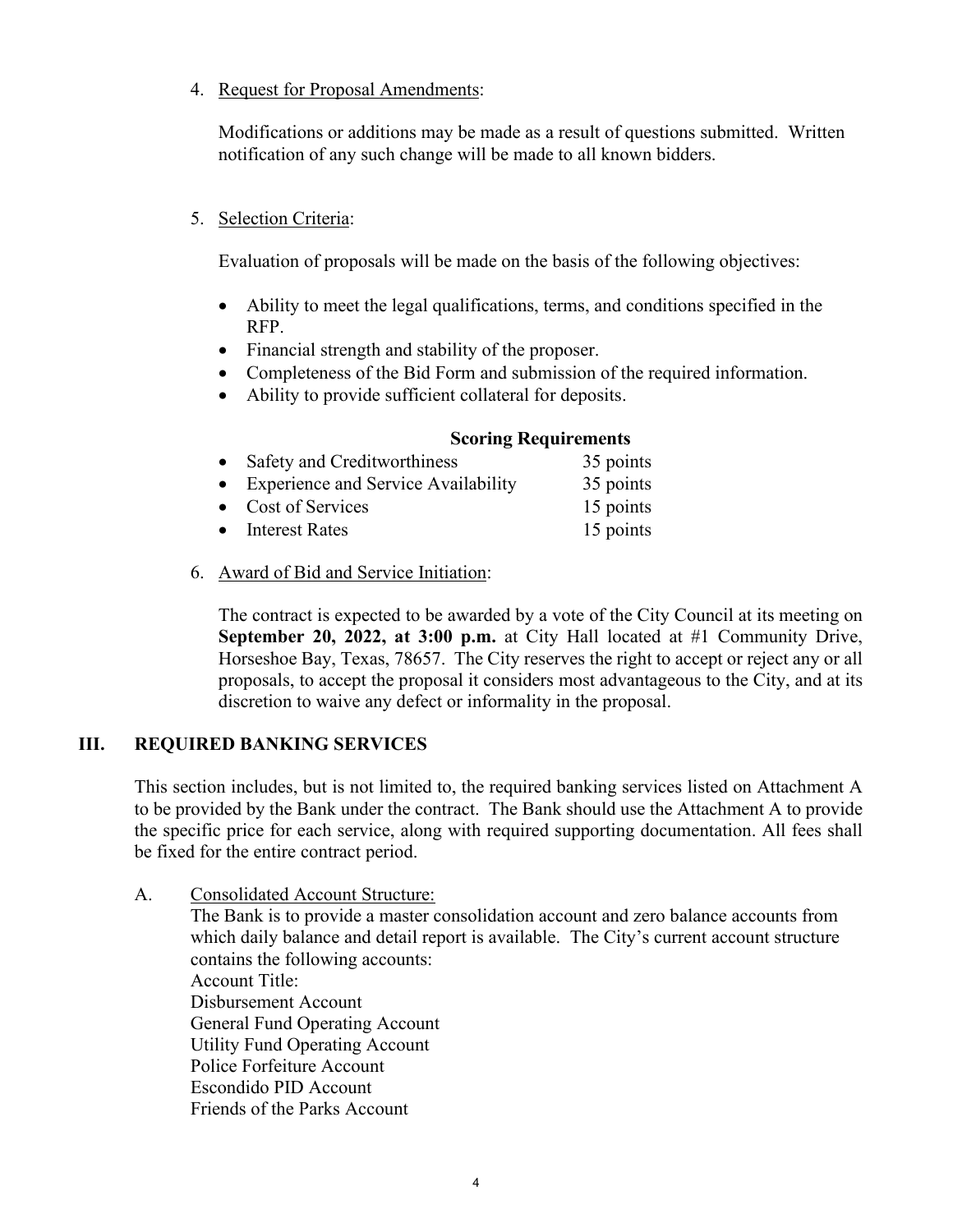4. Request for Proposal Amendments:

   Modifications or additions may be made as a result of questions submitted. Written notification of any such change will be made to all known bidders.

5. Selection Criteria:

   Evaluation of proposals will be made on the basis of the following objectives:

   - Ability to meet the legal qualifications, terms, and conditions specified in the RFP.
   - Financial strength and stability of the proposer.
   - Completeness of the Bid Form and submission of the required information.
   - Ability to provide sufficient collateral for deposits.

   **Scoring Requirements**

   | Criterion | Points |
   |---|---|
   | Safety and Creditworthiness | 35 points |
   | Experience and Service Availability | 35 points |
   | Cost of Services | 15 points |
   | Interest Rates | 15 points |

6. Award of Bid and Service Initiation:

   The contract is expected to be awarded by a vote of the City Council at its meeting on **September 20, 2022, at 3:00 p.m.** at City Hall located at #1 Community Drive, Horseshoe Bay, Texas, 78657. The City reserves the right to accept or reject any or all proposals, to accept the proposal it considers most advantageous to the City, and at its discretion to waive any defect or informality in the proposal.

## III. REQUIRED BANKING SERVICES

This section includes, but is not limited to, the required banking services listed on Attachment A to be provided by the Bank under the contract. The Bank should use the Attachment A to provide the specific price for each service, along with required supporting documentation. All fees shall be fixed for the entire contract period.

A. Consolidated Account Structure:

The Bank is to provide a master consolidation account and zero balance accounts from which daily balance and detail report is available. The City's current account structure contains the following accounts:

Account Title:
Disbursement Account
General Fund Operating Account
Utility Fund Operating Account
Police Forfeiture Account
Escondido PID Account
Friends of the Parks Account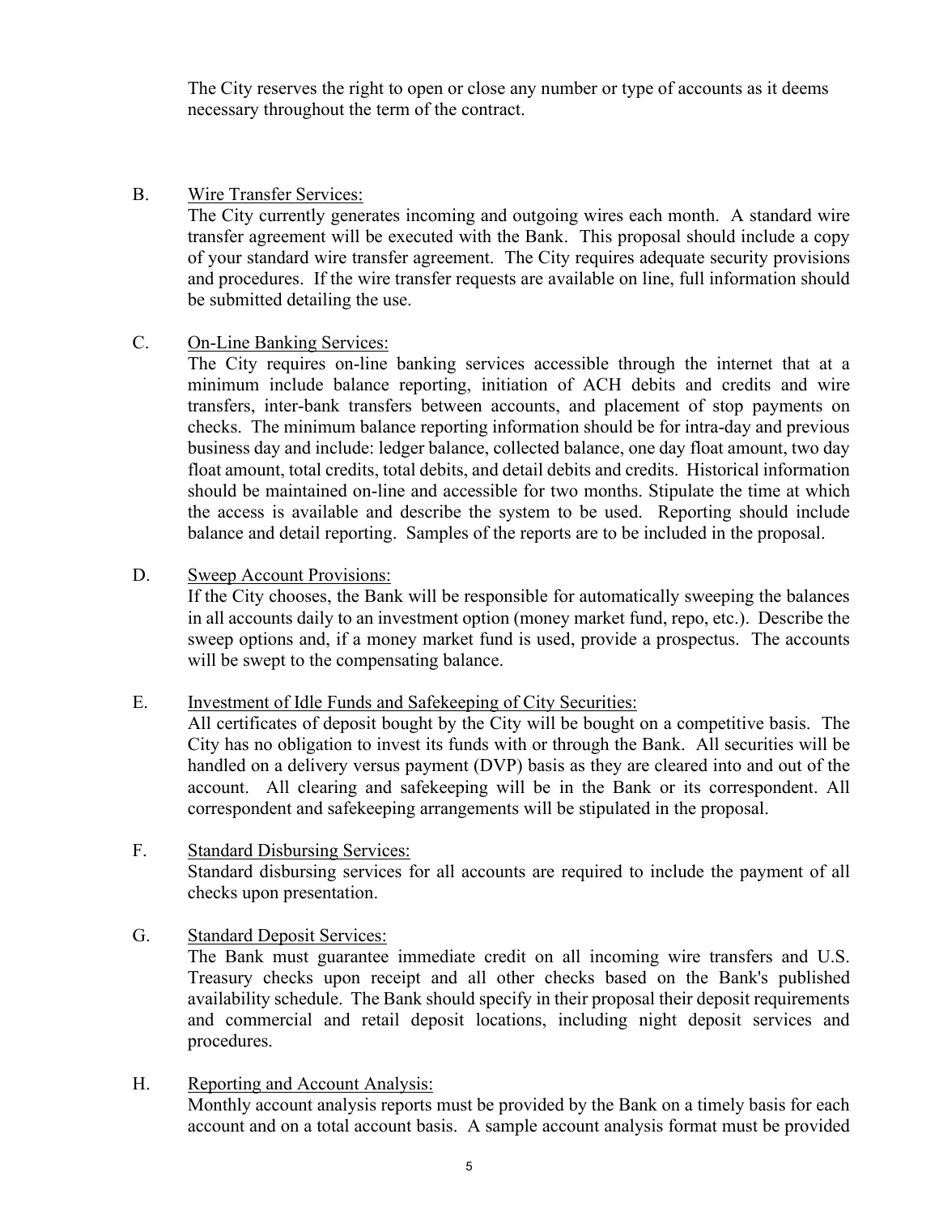The City reserves the right to open or close any number or type of accounts as it deems necessary throughout the term of the contract.

B. Wire Transfer Services:

The City currently generates incoming and outgoing wires each month. A standard wire transfer agreement will be executed with the Bank. This proposal should include a copy of your standard wire transfer agreement. The City requires adequate security provisions and procedures. If the wire transfer requests are available on line, full information should be submitted detailing the use.

C. On-Line Banking Services:

The City requires on-line banking services accessible through the internet that at a minimum include balance reporting, initiation of ACH debits and credits and wire transfers, inter-bank transfers between accounts, and placement of stop payments on checks. The minimum balance reporting information should be for intra-day and previous business day and include: ledger balance, collected balance, one day float amount, two day float amount, total credits, total debits, and detail debits and credits. Historical information should be maintained on-line and accessible for two months. Stipulate the time at which the access is available and describe the system to be used. Reporting should include balance and detail reporting. Samples of the reports are to be included in the proposal.

D. Sweep Account Provisions:

If the City chooses, the Bank will be responsible for automatically sweeping the balances in all accounts daily to an investment option (money market fund, repo, etc.). Describe the sweep options and, if a money market fund is used, provide a prospectus. The accounts will be swept to the compensating balance.

E. Investment of Idle Funds and Safekeeping of City Securities:

All certificates of deposit bought by the City will be bought on a competitive basis. The City has no obligation to invest its funds with or through the Bank. All securities will be handled on a delivery versus payment (DVP) basis as they are cleared into and out of the account. All clearing and safekeeping will be in the Bank or its correspondent. All correspondent and safekeeping arrangements will be stipulated in the proposal.

F. Standard Disbursing Services:

Standard disbursing services for all accounts are required to include the payment of all checks upon presentation.

G. Standard Deposit Services:

The Bank must guarantee immediate credit on all incoming wire transfers and U.S. Treasury checks upon receipt and all other checks based on the Bank's published availability schedule. The Bank should specify in their proposal their deposit requirements and commercial and retail deposit locations, including night deposit services and procedures.

H. Reporting and Account Analysis:

Monthly account analysis reports must be provided by the Bank on a timely basis for each account and on a total account basis. A sample account analysis format must be provided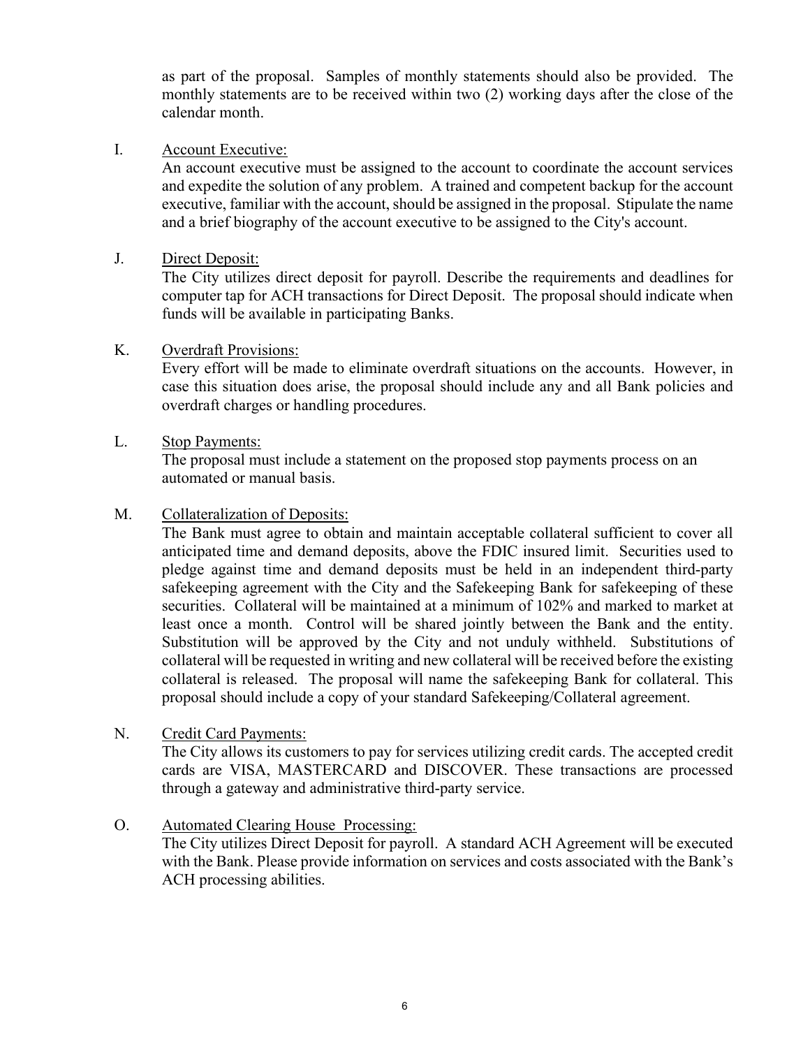as part of the proposal. Samples of monthly statements should also be provided. The monthly statements are to be received within two (2) working days after the close of the calendar month.

I. Account Executive:

An account executive must be assigned to the account to coordinate the account services and expedite the solution of any problem. A trained and competent backup for the account executive, familiar with the account, should be assigned in the proposal. Stipulate the name and a brief biography of the account executive to be assigned to the City's account.

J. Direct Deposit:

The City utilizes direct deposit for payroll. Describe the requirements and deadlines for computer tap for ACH transactions for Direct Deposit. The proposal should indicate when funds will be available in participating Banks.

K. Overdraft Provisions:

Every effort will be made to eliminate overdraft situations on the accounts. However, in case this situation does arise, the proposal should include any and all Bank policies and overdraft charges or handling procedures.

L. Stop Payments:

The proposal must include a statement on the proposed stop payments process on an automated or manual basis.

M. Collateralization of Deposits:

The Bank must agree to obtain and maintain acceptable collateral sufficient to cover all anticipated time and demand deposits, above the FDIC insured limit. Securities used to pledge against time and demand deposits must be held in an independent third-party safekeeping agreement with the City and the Safekeeping Bank for safekeeping of these securities. Collateral will be maintained at a minimum of 102% and marked to market at least once a month. Control will be shared jointly between the Bank and the entity. Substitution will be approved by the City and not unduly withheld. Substitutions of collateral will be requested in writing and new collateral will be received before the existing collateral is released. The proposal will name the safekeeping Bank for collateral. This proposal should include a copy of your standard Safekeeping/Collateral agreement.

N. Credit Card Payments:

The City allows its customers to pay for services utilizing credit cards. The accepted credit cards are VISA, MASTERCARD and DISCOVER. These transactions are processed through a gateway and administrative third-party service.

O. Automated Clearing House Processing:

The City utilizes Direct Deposit for payroll. A standard ACH Agreement will be executed with the Bank. Please provide information on services and costs associated with the Bank's ACH processing abilities.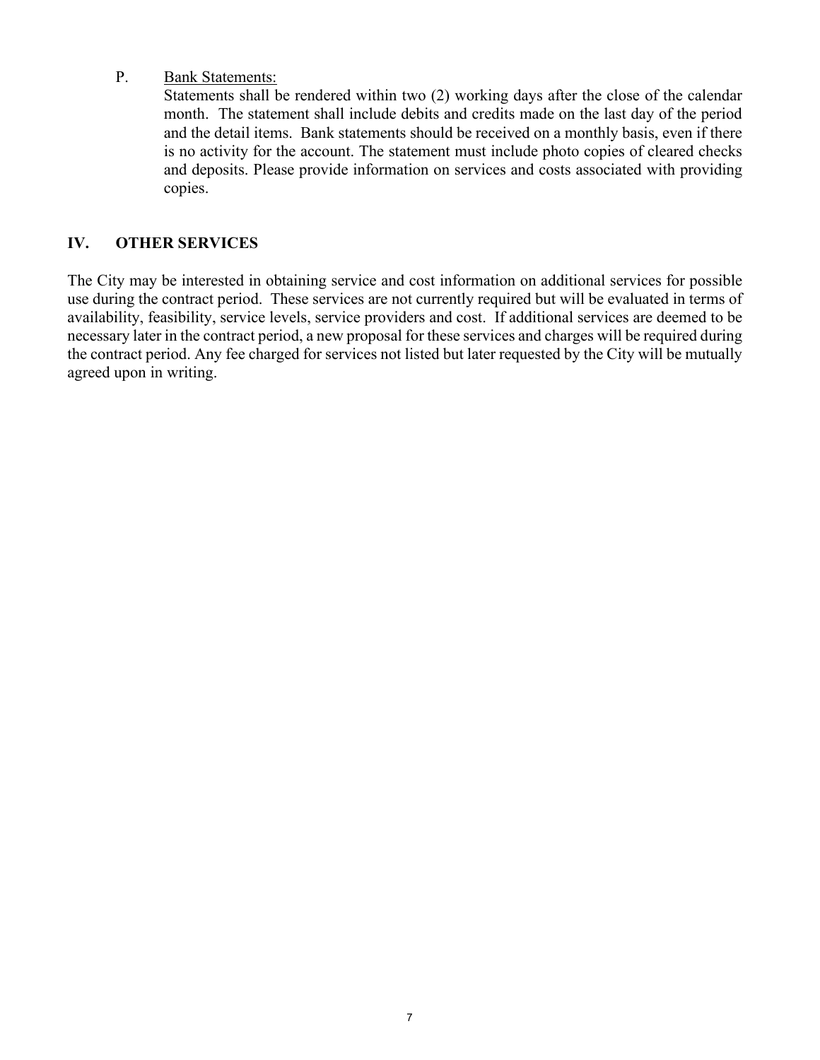P. <u>Bank Statements:</u>

Statements shall be rendered within two (2) working days after the close of the calendar month. The statement shall include debits and credits made on the last day of the period and the detail items. Bank statements should be received on a monthly basis, even if there is no activity for the account. The statement must include photo copies of cleared checks and deposits. Please provide information on services and costs associated with providing copies.

## IV. OTHER SERVICES

The City may be interested in obtaining service and cost information on additional services for possible use during the contract period. These services are not currently required but will be evaluated in terms of availability, feasibility, service levels, service providers and cost. If additional services are deemed to be necessary later in the contract period, a new proposal for these services and charges will be required during the contract period. Any fee charged for services not listed but later requested by the City will be mutually agreed upon in writing.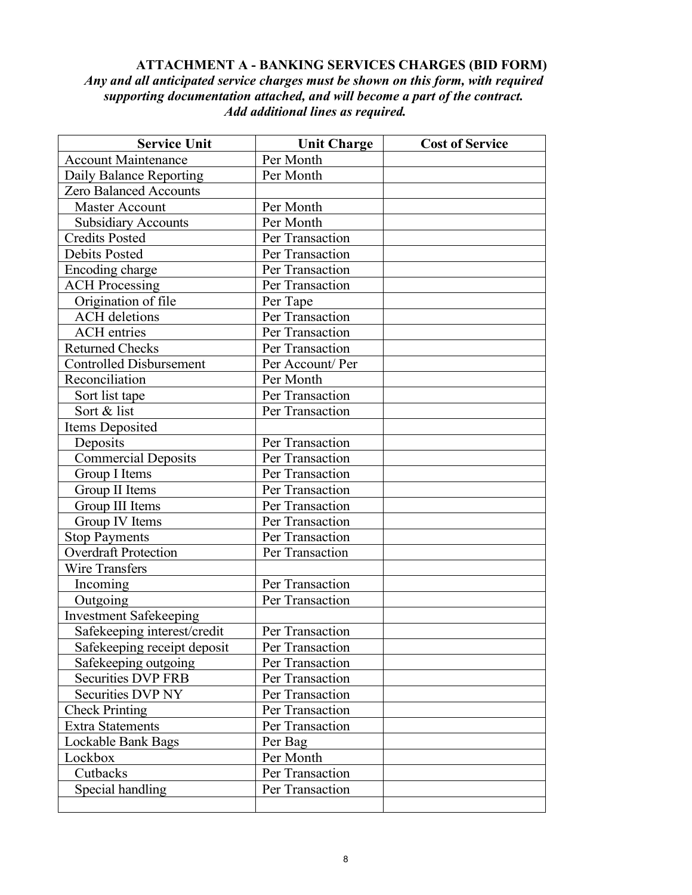**ATTACHMENT A - BANKING SERVICES CHARGES (BID FORM)**

***Any and all anticipated service charges must be shown on this form, with required supporting documentation attached, and will become a part of the contract. Add additional lines as required.***

| Service Unit | Unit Charge | Cost of Service |
|---|---|---|
| Account Maintenance | Per Month | |
| Daily Balance Reporting | Per Month | |
| Zero Balanced Accounts | | |
| Master Account | Per Month | |
| Subsidiary Accounts | Per Month | |
| Credits Posted | Per Transaction | |
| Debits Posted | Per Transaction | |
| Encoding charge | Per Transaction | |
| ACH Processing | Per Transaction | |
| Origination of file | Per Tape | |
| ACH deletions | Per Transaction | |
| ACH entries | Per Transaction | |
| Returned Checks | Per Transaction | |
| Controlled Disbursement | Per Account/ Per | |
| Reconciliation | Per Month | |
| Sort list tape | Per Transaction | |
| Sort & list | Per Transaction | |
| Items Deposited | | |
| Deposits | Per Transaction | |
| Commercial Deposits | Per Transaction | |
| Group I Items | Per Transaction | |
| Group II Items | Per Transaction | |
| Group III Items | Per Transaction | |
| Group IV Items | Per Transaction | |
| Stop Payments | Per Transaction | |
| Overdraft Protection | Per Transaction | |
| Wire Transfers | | |
| Incoming | Per Transaction | |
| Outgoing | Per Transaction | |
| Investment Safekeeping | | |
| Safekeeping interest/credit | Per Transaction | |
| Safekeeping receipt deposit | Per Transaction | |
| Safekeeping outgoing | Per Transaction | |
| Securities DVP FRB | Per Transaction | |
| Securities DVP NY | Per Transaction | |
| Check Printing | Per Transaction | |
| Extra Statements | Per Transaction | |
| Lockable Bank Bags | Per Bag | |
| Lockbox | Per Month | |
| Cutbacks | Per Transaction | |
| Special handling | Per Transaction | |
| | | |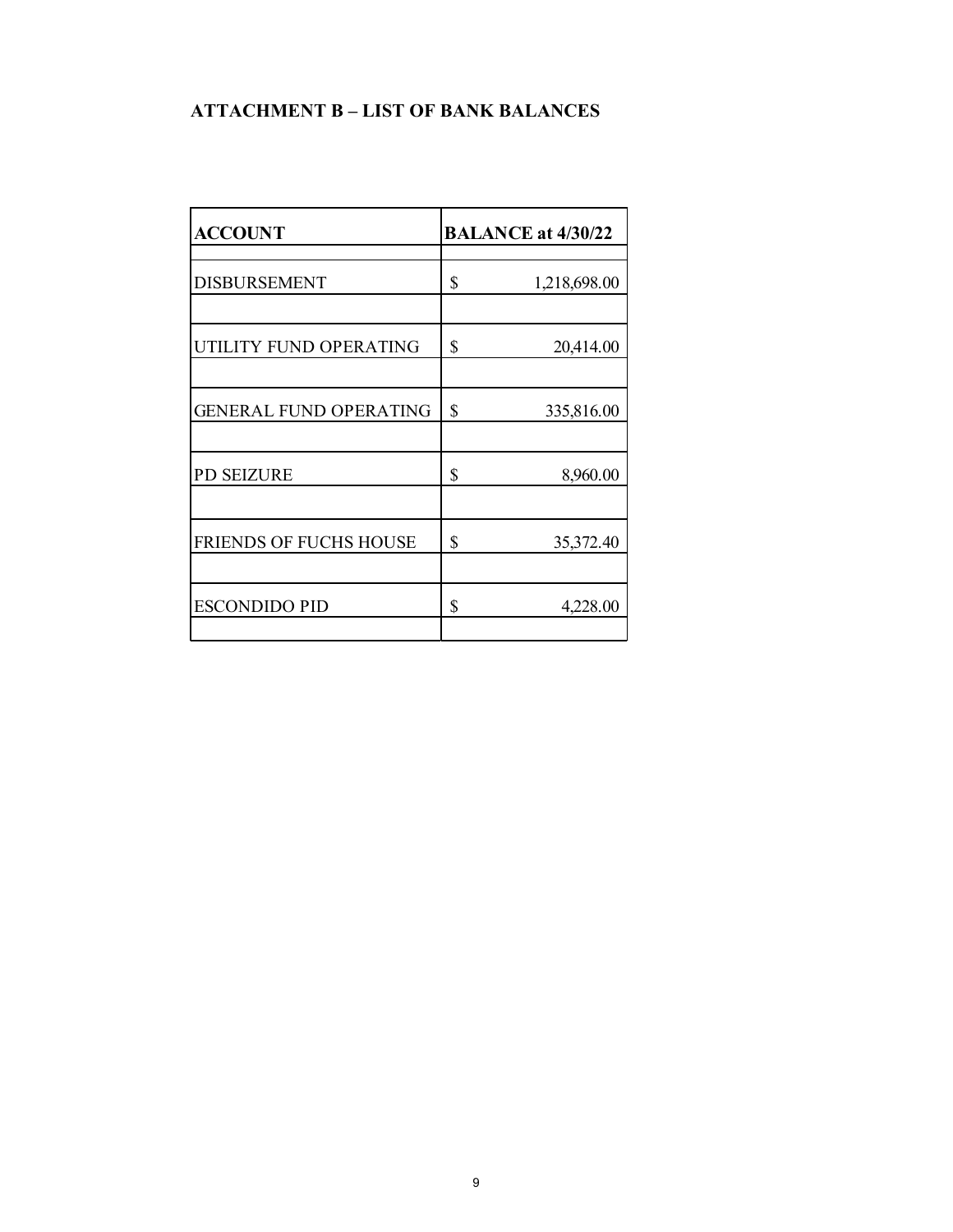## ATTACHMENT B – LIST OF BANK BALANCES

| ACCOUNT | BALANCE at 4/30/22 |
|---|---|
| DISBURSEMENT | $ 1,218,698.00 |
| UTILITY FUND OPERATING | $ 20,414.00 |
| GENERAL FUND OPERATING | $ 335,816.00 |
| PD SEIZURE | $ 8,960.00 |
| FRIENDS OF FUCHS HOUSE | $ 35,372.40 |
| ESCONDIDO PID | $ 4,228.00 |